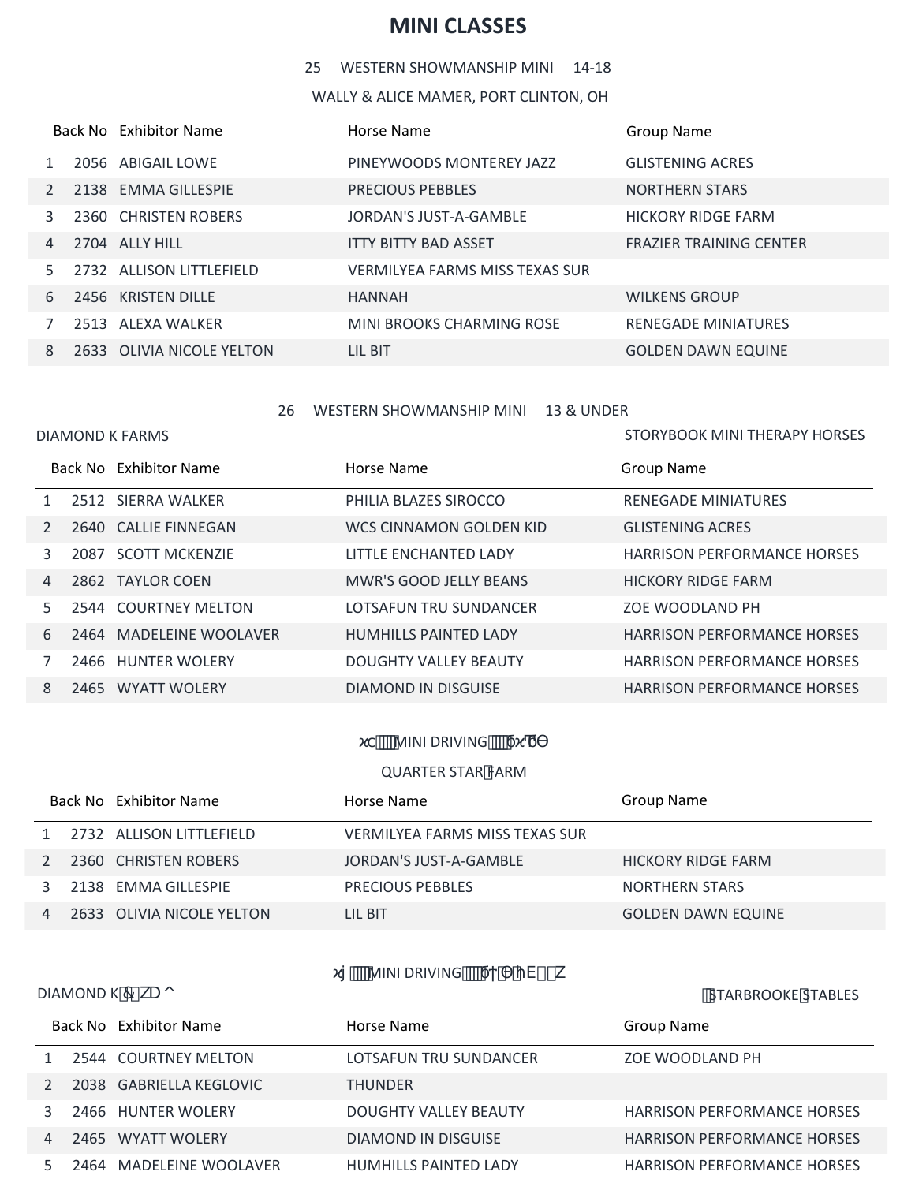# MINI CLASSES

25 WESTERN SHOWMANSHIP MINI 14-18

WALLY & ALICE MAMER, PORT CLINTON, OH

| | Back No | Exhibitor Name | Horse Name | Group Name |
|---|---|---|---|---|
| 1 | 2056 | ABIGAIL LOWE | PINEYWOODS MONTEREY JAZZ | GLISTENING ACRES |
| 2 | 2138 | EMMA GILLESPIE | PRECIOUS PEBBLES | NORTHERN STARS |
| 3 | 2360 | CHRISTEN ROBERS | JORDAN'S JUST-A-GAMBLE | HICKORY RIDGE FARM |
| 4 | 2704 | ALLY HILL | ITTY BITTY BAD ASSET | FRAZIER TRAINING CENTER |
| 5 | 2732 | ALLISON LITTLEFIELD | VERMILYEA FARMS MISS TEXAS SUR | |
| 6 | 2456 | KRISTEN DILLE | HANNAH | WILKENS GROUP |
| 7 | 2513 | ALEXA WALKER | MINI BROOKS CHARMING ROSE | RENEGADE MINIATURES |
| 8 | 2633 | OLIVIA NICOLE YELTON | LIL BIT | GOLDEN DAWN EQUINE |

26 WESTERN SHOWMANSHIP MINI 13 & UNDER

DIAMOND K FARMS

STORYBOOK MINI THERAPY HORSES

| | Back No | Exhibitor Name | Horse Name | Group Name |
|---|---|---|---|---|
| 1 | 2512 | SIERRA WALKER | PHILIA BLAZES SIROCCO | RENEGADE MINIATURES |
| 2 | 2640 | CALLIE FINNEGAN | WCS CINNAMON GOLDEN KID | GLISTENING ACRES |
| 3 | 2087 | SCOTT MCKENZIE | LITTLE ENCHANTED LADY | HARRISON PERFORMANCE HORSES |
| 4 | 2862 | TAYLOR COEN | MWR'S GOOD JELLY BEANS | HICKORY RIDGE FARM |
| 5 | 2544 | COURTNEY MELTON | LOTSAFUN TRU SUNDANCER | ZOE WOODLAND PH |
| 6 | 2464 | MADELEINE WOOLAVER | HUMHILLS PAINTED LADY | HARRISON PERFORMANCE HORSES |
| 7 | 2466 | HUNTER WOLERY | DOUGHTY VALLEY BEAUTY | HARRISON PERFORMANCE HORSES |
| 8 | 2465 | WYATT WOLERY | DIAMOND IN DISGUISE | HARRISON PERFORMANCE HORSES |

MINI DRIVING

QUARTER STAR FARM

| | Back No | Exhibitor Name | Horse Name | Group Name |
|---|---|---|---|---|
| 1 | 2732 | ALLISON LITTLEFIELD | VERMILYEA FARMS MISS TEXAS SUR | |
| 2 | 2360 | CHRISTEN ROBERS | JORDAN'S JUST-A-GAMBLE | HICKORY RIDGE FARM |
| 3 | 2138 | EMMA GILLESPIE | PRECIOUS PEBBLES | NORTHERN STARS |
| 4 | 2633 | OLIVIA NICOLE YELTON | LIL BIT | GOLDEN DAWN EQUINE |

MINI DRIVING

DIAMOND K

STARBROOKE STABLES

| | Back No | Exhibitor Name | Horse Name | Group Name |
|---|---|---|---|---|
| 1 | 2544 | COURTNEY MELTON | LOTSAFUN TRU SUNDANCER | ZOE WOODLAND PH |
| 2 | 2038 | GABRIELLA KEGLOVIC | THUNDER | |
| 3 | 2466 | HUNTER WOLERY | DOUGHTY VALLEY BEAUTY | HARRISON PERFORMANCE HORSES |
| 4 | 2465 | WYATT WOLERY | DIAMOND IN DISGUISE | HARRISON PERFORMANCE HORSES |
| 5 | 2464 | MADELEINE WOOLAVER | HUMHILLS PAINTED LADY | HARRISON PERFORMANCE HORSES |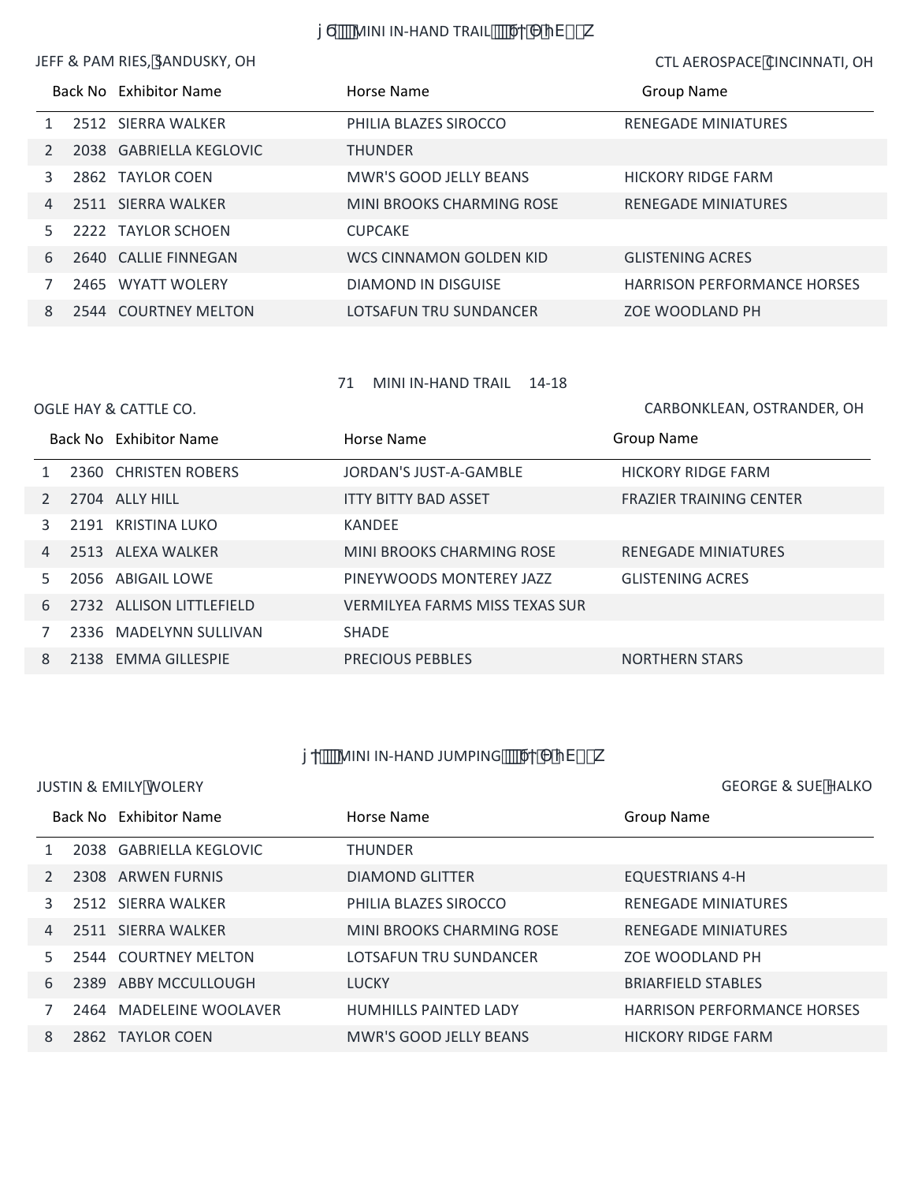## j 6 MINI IN-HAND TRAIL 6 ΘhE Z

JEFF & PAM RIES, SANDUSKY, OH — CTL AEROSPACE CINCINNATI, OH

| | Back No | Exhibitor Name | Horse Name | Group Name |
|---|---|---|---|---|
| 1 | 2512 | SIERRA WALKER | PHILIA BLAZES SIROCCO | RENEGADE MINIATURES |
| 2 | 2038 | GABRIELLA KEGLOVIC | THUNDER | |
| 3 | 2862 | TAYLOR COEN | MWR'S GOOD JELLY BEANS | HICKORY RIDGE FARM |
| 4 | 2511 | SIERRA WALKER | MINI BROOKS CHARMING ROSE | RENEGADE MINIATURES |
| 5 | 2222 | TAYLOR SCHOEN | CUPCAKE | |
| 6 | 2640 | CALLIE FINNEGAN | WCS CINNAMON GOLDEN KID | GLISTENING ACRES |
| 7 | 2465 | WYATT WOLERY | DIAMOND IN DISGUISE | HARRISON PERFORMANCE HORSES |
| 8 | 2544 | COURTNEY MELTON | LOTSAFUN TRU SUNDANCER | ZOE WOODLAND PH |

## 71 MINI IN-HAND TRAIL 14-18

OGLE HAY & CATTLE CO. — CARBONKLEAN, OSTRANDER, OH

| | Back No | Exhibitor Name | Horse Name | Group Name |
|---|---|---|---|---|
| 1 | 2360 | CHRISTEN ROBERS | JORDAN'S JUST-A-GAMBLE | HICKORY RIDGE FARM |
| 2 | 2704 | ALLY HILL | ITTY BITTY BAD ASSET | FRAZIER TRAINING CENTER |
| 3 | 2191 | KRISTINA LUKO | KANDEE | |
| 4 | 2513 | ALEXA WALKER | MINI BROOKS CHARMING ROSE | RENEGADE MINIATURES |
| 5 | 2056 | ABIGAIL LOWE | PINEYWOODS MONTEREY JAZZ | GLISTENING ACRES |
| 6 | 2732 | ALLISON LITTLEFIELD | VERMILYEA FARMS MISS TEXAS SUR | |
| 7 | 2336 | MADELYNN SULLIVAN | SHADE | |
| 8 | 2138 | EMMA GILLESPIE | PRECIOUS PEBBLES | NORTHERN STARS |

## j † MINI IN-HAND JUMPING 6† Θ hE Z

JUSTIN & EMILY WOLERY — GEORGE & SUE HALKO

| | Back No | Exhibitor Name | Horse Name | Group Name |
|---|---|---|---|---|
| 1 | 2038 | GABRIELLA KEGLOVIC | THUNDER | |
| 2 | 2308 | ARWEN FURNIS | DIAMOND GLITTER | EQUESTRIANS 4-H |
| 3 | 2512 | SIERRA WALKER | PHILIA BLAZES SIROCCO | RENEGADE MINIATURES |
| 4 | 2511 | SIERRA WALKER | MINI BROOKS CHARMING ROSE | RENEGADE MINIATURES |
| 5 | 2544 | COURTNEY MELTON | LOTSAFUN TRU SUNDANCER | ZOE WOODLAND PH |
| 6 | 2389 | ABBY MCCULLOUGH | LUCKY | BRIARFIELD STABLES |
| 7 | 2464 | MADELEINE WOOLAVER | HUMHILLS PAINTED LADY | HARRISON PERFORMANCE HORSES |
| 8 | 2862 | TAYLOR COEN | MWR'S GOOD JELLY BEANS | HICKORY RIDGE FARM |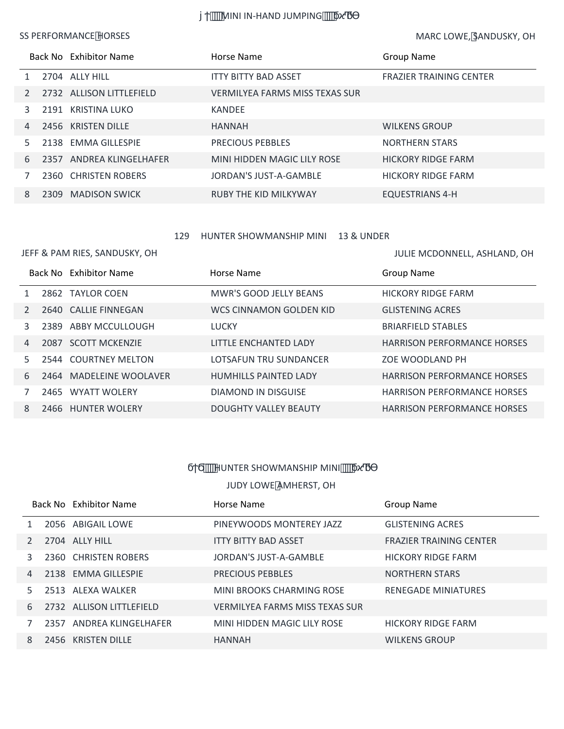## j †MINI IN-HAND JUMPING бх"ЂΘ

SS PERFORMANCE HORSES

MARC LOWE, SANDUSKY, OH

| | Back No | Exhibitor Name | Horse Name | Group Name |
|---|---|---|---|---|
| 1 | 2704 | ALLY HILL | ITTY BITTY BAD ASSET | FRAZIER TRAINING CENTER |
| 2 | 2732 | ALLISON LITTLEFIELD | VERMILYEA FARMS MISS TEXAS SUR | |
| 3 | 2191 | KRISTINA LUKO | KANDEE | |
| 4 | 2456 | KRISTEN DILLE | HANNAH | WILKENS GROUP |
| 5 | 2138 | EMMA GILLESPIE | PRECIOUS PEBBLES | NORTHERN STARS |
| 6 | 2357 | ANDREA KLINGELHAFER | MINI HIDDEN MAGIC LILY ROSE | HICKORY RIDGE FARM |
| 7 | 2360 | CHRISTEN ROBERS | JORDAN'S JUST-A-GAMBLE | HICKORY RIDGE FARM |
| 8 | 2309 | MADISON SWICK | RUBY THE KID MILKYWAY | EQUESTRIANS 4-H |

## 129 HUNTER SHOWMANSHIP MINI 13 & UNDER

JEFF & PAM RIES, SANDUSKY, OH

JULIE MCDONNELL, ASHLAND, OH

| | Back No | Exhibitor Name | Horse Name | Group Name |
|---|---|---|---|---|
| 1 | 2862 | TAYLOR COEN | MWR'S GOOD JELLY BEANS | HICKORY RIDGE FARM |
| 2 | 2640 | CALLIE FINNEGAN | WCS CINNAMON GOLDEN KID | GLISTENING ACRES |
| 3 | 2389 | ABBY MCCULLOUGH | LUCKY | BRIARFIELD STABLES |
| 4 | 2087 | SCOTT MCKENZIE | LITTLE ENCHANTED LADY | HARRISON PERFORMANCE HORSES |
| 5 | 2544 | COURTNEY MELTON | LOTSAFUN TRU SUNDANCER | ZOE WOODLAND PH |
| 6 | 2464 | MADELEINE WOOLAVER | HUMHILLS PAINTED LADY | HARRISON PERFORMANCE HORSES |
| 7 | 2465 | WYATT WOLERY | DIAMOND IN DISGUISE | HARRISON PERFORMANCE HORSES |
| 8 | 2466 | HUNTER WOLERY | DOUGHTY VALLEY BEAUTY | HARRISON PERFORMANCE HORSES |

## б†б HUNTER SHOWMANSHIP MINI бх"ЂΘ

JUDY LOWE AMHERST, OH

| | Back No | Exhibitor Name | Horse Name | Group Name |
|---|---|---|---|---|
| 1 | 2056 | ABIGAIL LOWE | PINEYWOODS MONTEREY JAZZ | GLISTENING ACRES |
| 2 | 2704 | ALLY HILL | ITTY BITTY BAD ASSET | FRAZIER TRAINING CENTER |
| 3 | 2360 | CHRISTEN ROBERS | JORDAN'S JUST-A-GAMBLE | HICKORY RIDGE FARM |
| 4 | 2138 | EMMA GILLESPIE | PRECIOUS PEBBLES | NORTHERN STARS |
| 5 | 2513 | ALEXA WALKER | MINI BROOKS CHARMING ROSE | RENEGADE MINIATURES |
| 6 | 2732 | ALLISON LITTLEFIELD | VERMILYEA FARMS MISS TEXAS SUR | |
| 7 | 2357 | ANDREA KLINGELHAFER | MINI HIDDEN MAGIC LILY ROSE | HICKORY RIDGE FARM |
| 8 | 2456 | KRISTEN DILLE | HANNAH | WILKENS GROUP |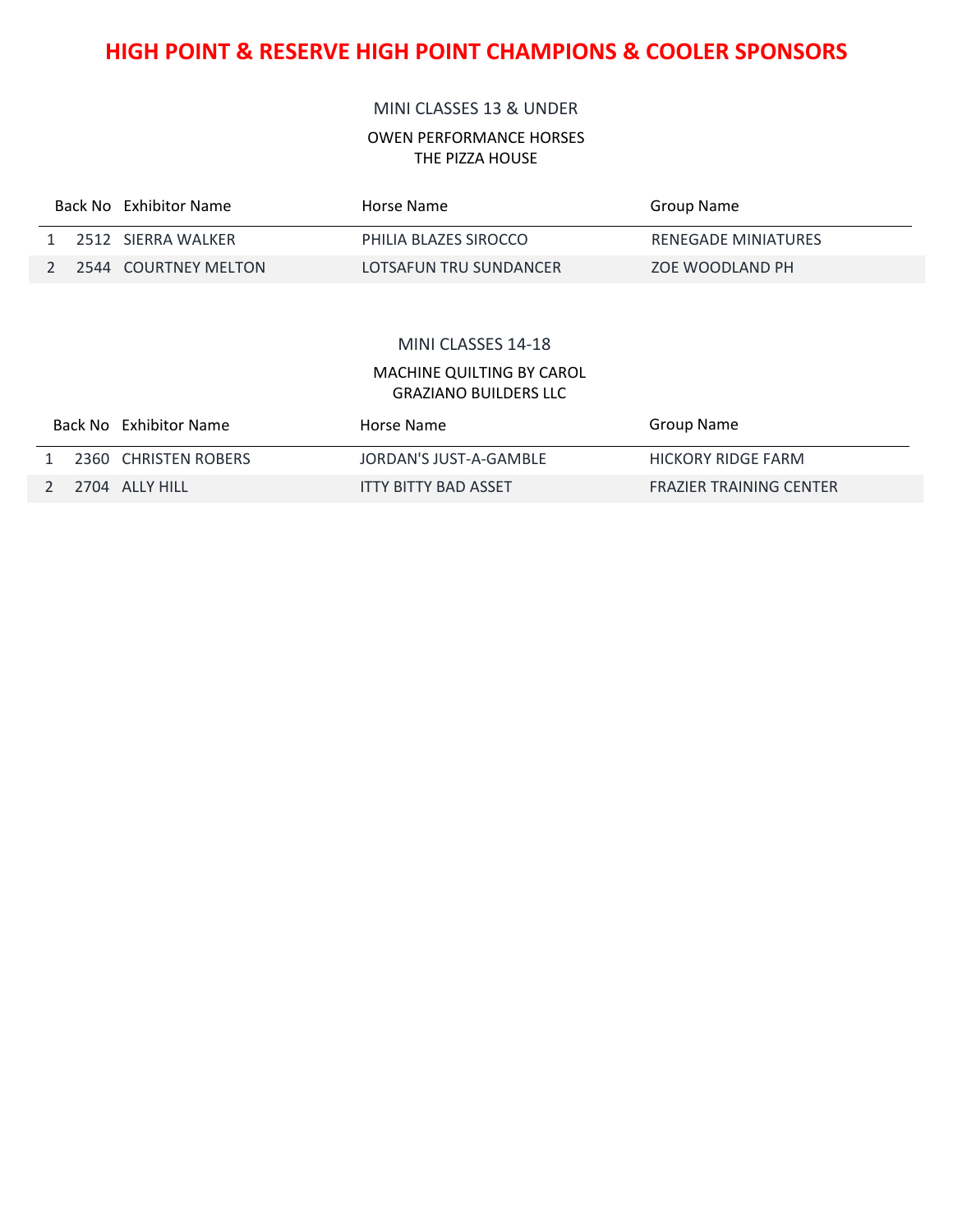# HIGH POINT & RESERVE HIGH POINT CHAMPIONS & COOLER SPONSORS

## MINI CLASSES 13 & UNDER

OWEN PERFORMANCE HORSES
THE PIZZA HOUSE

| | Back No | Exhibitor Name | Horse Name | Group Name |
|---|---|---|---|---|
| 1 | 2512 | SIERRA WALKER | PHILIA BLAZES SIROCCO | RENEGADE MINIATURES |
| 2 | 2544 | COURTNEY MELTON | LOTSAFUN TRU SUNDANCER | ZOE WOODLAND PH |

## MINI CLASSES 14-18

MACHINE QUILTING BY CAROL
GRAZIANO BUILDERS LLC

| | Back No | Exhibitor Name | Horse Name | Group Name |
|---|---|---|---|---|
| 1 | 2360 | CHRISTEN ROBERS | JORDAN'S JUST-A-GAMBLE | HICKORY RIDGE FARM |
| 2 | 2704 | ALLY HILL | ITTY BITTY BAD ASSET | FRAZIER TRAINING CENTER |